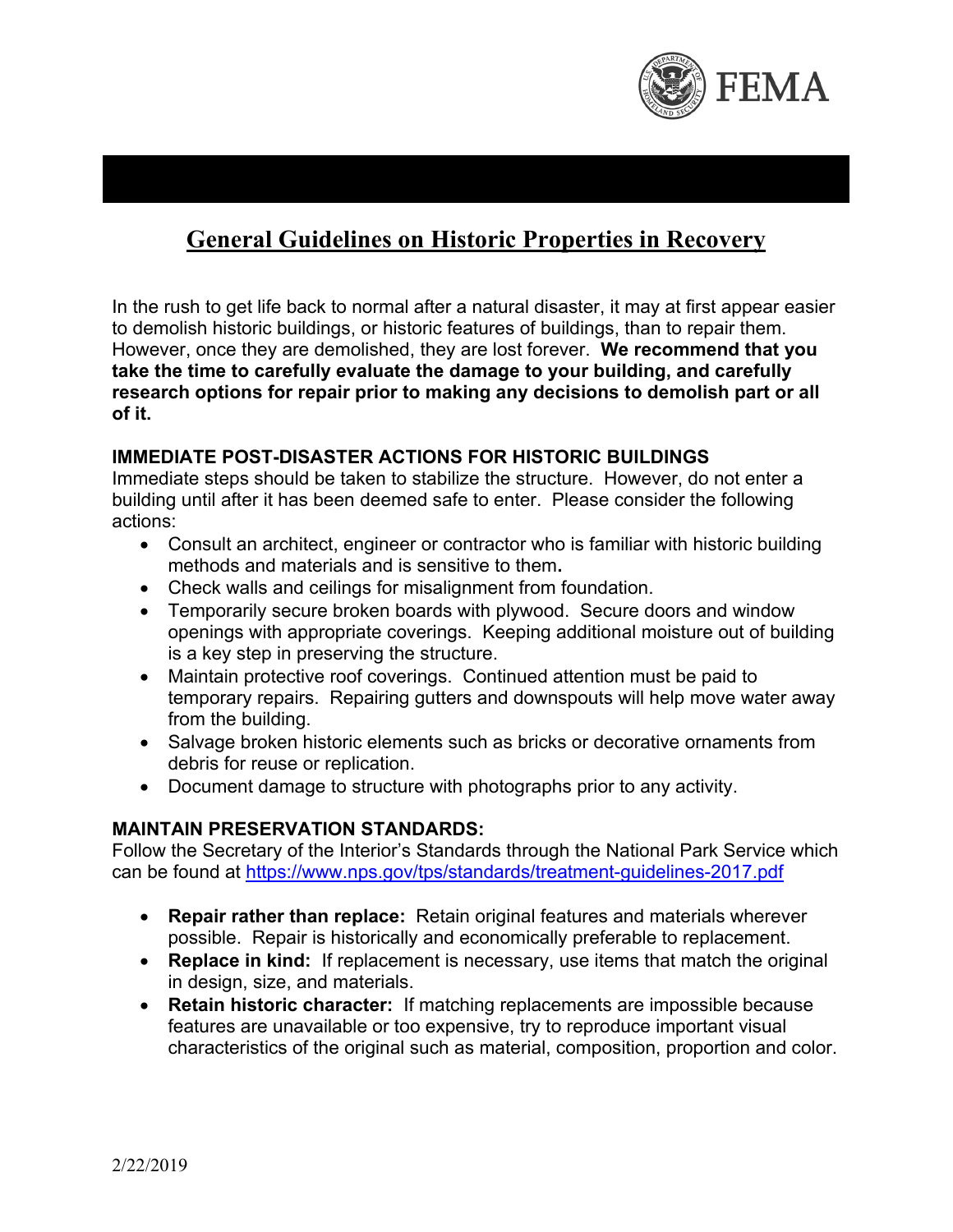# General Guidelines on Historic Properties in Recovery

In the rush to get life back to normal after a natural disaster, it may at first appear easier to demolish historic buildings, or historic features of buildings, than to repair them. However, once they are demolished, they are lost forever. **We recommend that you take the time to carefully evaluate the damage to your building, and carefully research options for repair prior to making any decisions to demolish part or all of it.**

## IMMEDIATE POST-DISASTER ACTIONS FOR HISTORIC BUILDINGS

Immediate steps should be taken to stabilize the structure. However, do not enter a building until after it has been deemed safe to enter. Please consider the following actions:

- Consult an architect, engineer or contractor who is familiar with historic building methods and materials and is sensitive to them.
- Check walls and ceilings for misalignment from foundation.
- Temporarily secure broken boards with plywood. Secure doors and window openings with appropriate coverings. Keeping additional moisture out of building is a key step in preserving the structure.
- Maintain protective roof coverings. Continued attention must be paid to temporary repairs. Repairing gutters and downspouts will help move water away from the building.
- Salvage broken historic elements such as bricks or decorative ornaments from debris for reuse or replication.
- Document damage to structure with photographs prior to any activity.

## MAINTAIN PRESERVATION STANDARDS:

Follow the Secretary of the Interior's Standards through the National Park Service which can be found at https://www.nps.gov/tps/standards/treatment-guidelines-2017.pdf

- **Repair rather than replace:** Retain original features and materials wherever possible. Repair is historically and economically preferable to replacement.
- **Replace in kind:** If replacement is necessary, use items that match the original in design, size, and materials.
- **Retain historic character:** If matching replacements are impossible because features are unavailable or too expensive, try to reproduce important visual characteristics of the original such as material, composition, proportion and color.

2/22/2019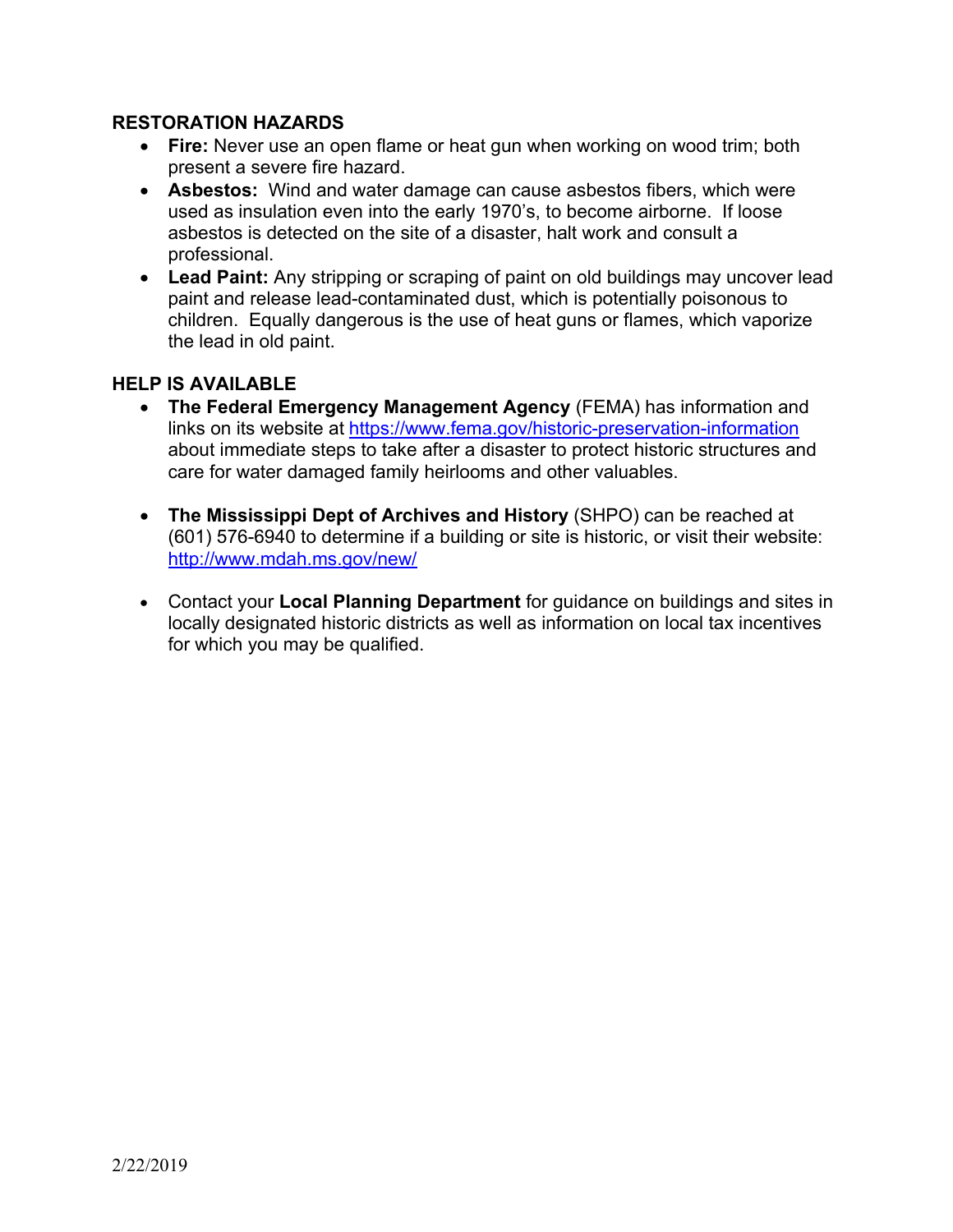## RESTORATION HAZARDS

- **Fire:** Never use an open flame or heat gun when working on wood trim; both present a severe fire hazard.
- **Asbestos:** Wind and water damage can cause asbestos fibers, which were used as insulation even into the early 1970's, to become airborne. If loose asbestos is detected on the site of a disaster, halt work and consult a professional.
- **Lead Paint:** Any stripping or scraping of paint on old buildings may uncover lead paint and release lead-contaminated dust, which is potentially poisonous to children. Equally dangerous is the use of heat guns or flames, which vaporize the lead in old paint.

## HELP IS AVAILABLE

- **The Federal Emergency Management Agency** (FEMA) has information and links on its website at https://www.fema.gov/historic-preservation-information about immediate steps to take after a disaster to protect historic structures and care for water damaged family heirlooms and other valuables.

- **The Mississippi Dept of Archives and History** (SHPO) can be reached at (601) 576-6940 to determine if a building or site is historic, or visit their website: http://www.mdah.ms.gov/new/

- Contact your **Local Planning Department** for guidance on buildings and sites in locally designated historic districts as well as information on local tax incentives for which you may be qualified.

2/22/2019